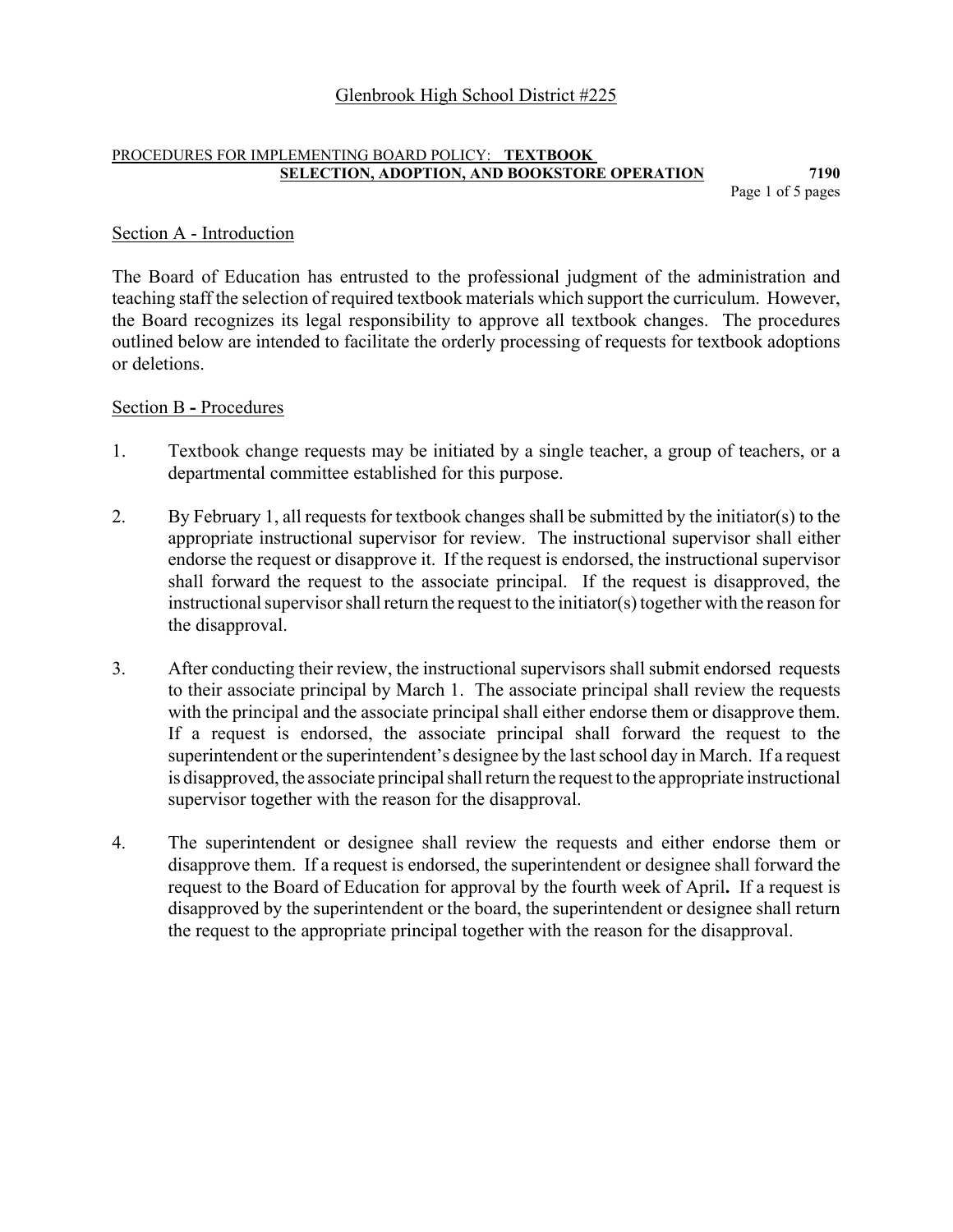# Glenbrook High School District #225

PROCEDURES FOR IMPLEMENTING BOARD POLICY: **TEXTBOOK SELECTION, ADOPTION, AND BOOKSTORE OPERATION** **7190**

## Section A - Introduction

The Board of Education has entrusted to the professional judgment of the administration and teaching staff the selection of required textbook materials which support the curriculum. However, the Board recognizes its legal responsibility to approve all textbook changes. The procedures outlined below are intended to facilitate the orderly processing of requests for textbook adoptions or deletions.

## Section B - Procedures

1. Textbook change requests may be initiated by a single teacher, a group of teachers, or a departmental committee established for this purpose.

2. By February 1, all requests for textbook changes shall be submitted by the initiator(s) to the appropriate instructional supervisor for review. The instructional supervisor shall either endorse the request or disapprove it. If the request is endorsed, the instructional supervisor shall forward the request to the associate principal. If the request is disapproved, the instructional supervisor shall return the request to the initiator(s) together with the reason for the disapproval.

3. After conducting their review, the instructional supervisors shall submit endorsed requests to their associate principal by March 1. The associate principal shall review the requests with the principal and the associate principal shall either endorse them or disapprove them. If a request is endorsed, the associate principal shall forward the request to the superintendent or the superintendent's designee by the last school day in March. If a request is disapproved, the associate principal shall return the request to the appropriate instructional supervisor together with the reason for the disapproval.

4. The superintendent or designee shall review the requests and either endorse them or disapprove them. If a request is endorsed, the superintendent or designee shall forward the request to the Board of Education for approval by the fourth week of April**.** If a request is disapproved by the superintendent or the board, the superintendent or designee shall return the request to the appropriate principal together with the reason for the disapproval.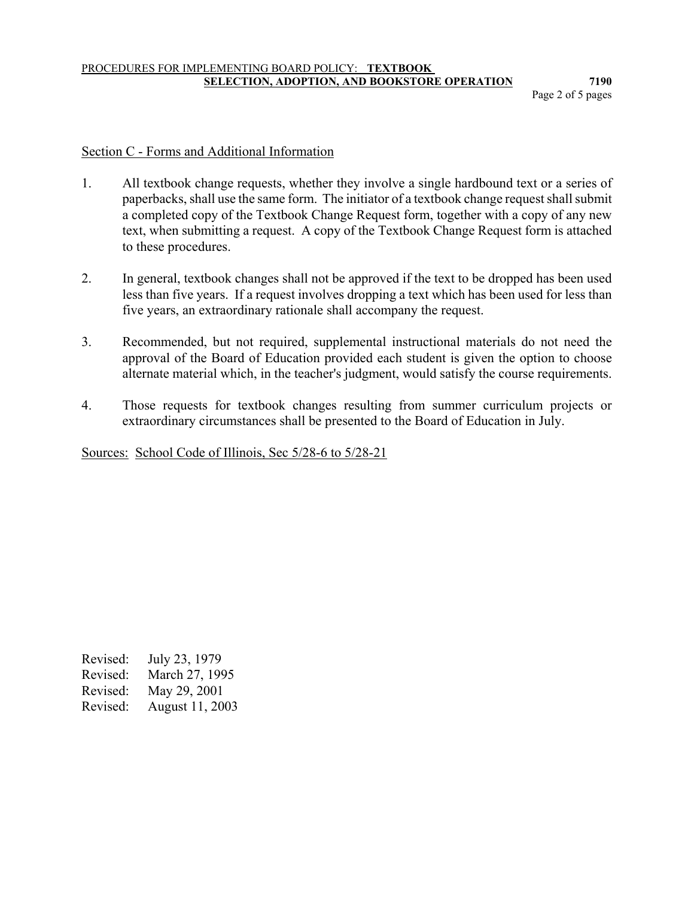## Section C - Forms and Additional Information

1. All textbook change requests, whether they involve a single hardbound text or a series of paperbacks, shall use the same form. The initiator of a textbook change request shall submit a completed copy of the Textbook Change Request form, together with a copy of any new text, when submitting a request. A copy of the Textbook Change Request form is attached to these procedures.

2. In general, textbook changes shall not be approved if the text to be dropped has been used less than five years. If a request involves dropping a text which has been used for less than five years, an extraordinary rationale shall accompany the request.

3. Recommended, but not required, supplemental instructional materials do not need the approval of the Board of Education provided each student is given the option to choose alternate material which, in the teacher's judgment, would satisfy the course requirements.

4. Those requests for textbook changes resulting from summer curriculum projects or extraordinary circumstances shall be presented to the Board of Education in July.

Sources: School Code of Illinois, Sec 5/28-6 to 5/28-21

Revised: July 23, 1979
Revised: March 27, 1995
Revised: May 29, 2001
Revised: August 11, 2003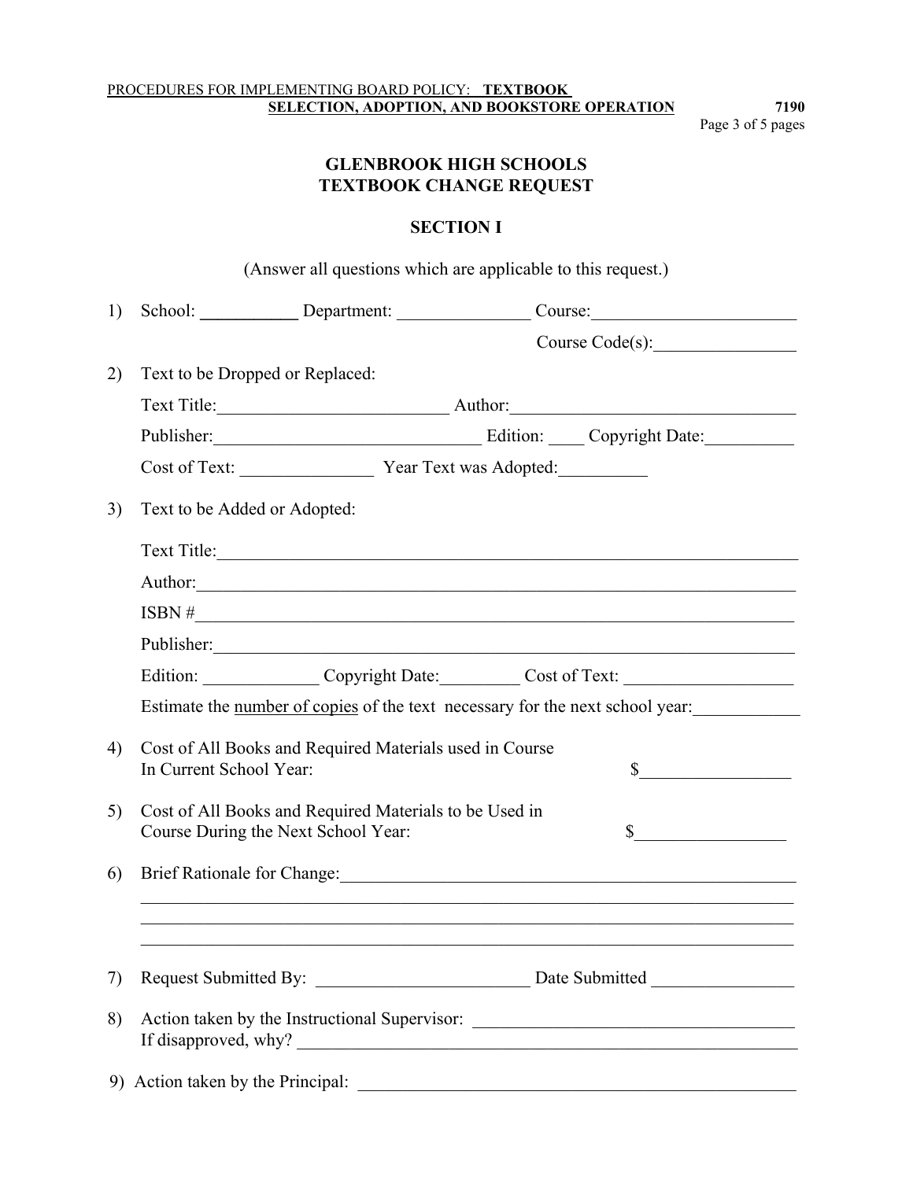# GLENBROOK HIGH SCHOOLS
# TEXTBOOK CHANGE REQUEST

## SECTION I

(Answer all questions which are applicable to this request.)

1) School: ___________ Department: _______________ Course: _______________________

   Course Code(s): ________________

2) Text to be Dropped or Replaced:

   Text Title: _________________________ Author: ________________________________

   Publisher: ______________________________ Edition: ____ Copyright Date: __________

   Cost of Text: _______________ Year Text was Adopted: __________

3) Text to be Added or Adopted:

   Text Title: ____________________________________________________________________

   Author: _______________________________________________________________________

   ISBN # ________________________________________________________________________

   Publisher: _____________________________________________________________________

   Edition: _____________ Copyright Date: _________ Cost of Text: ___________________

   Estimate the number of copies of the text necessary for the next school year: ____________

4) Cost of All Books and Required Materials used in Course In Current School Year: $________________

5) Cost of All Books and Required Materials to be Used in Course During the Next School Year: $________________

6) Brief Rationale for Change: ____________________________________________________

   ________________________________________________________________________________

   ________________________________________________________________________________

   ________________________________________________________________________________

7) Request Submitted By: ________________________ Date Submitted ________________

8) Action taken by the Instructional Supervisor: ____________________________________

   If disapproved, why? __________________________________________________________

9) Action taken by the Principal: __________________________________________________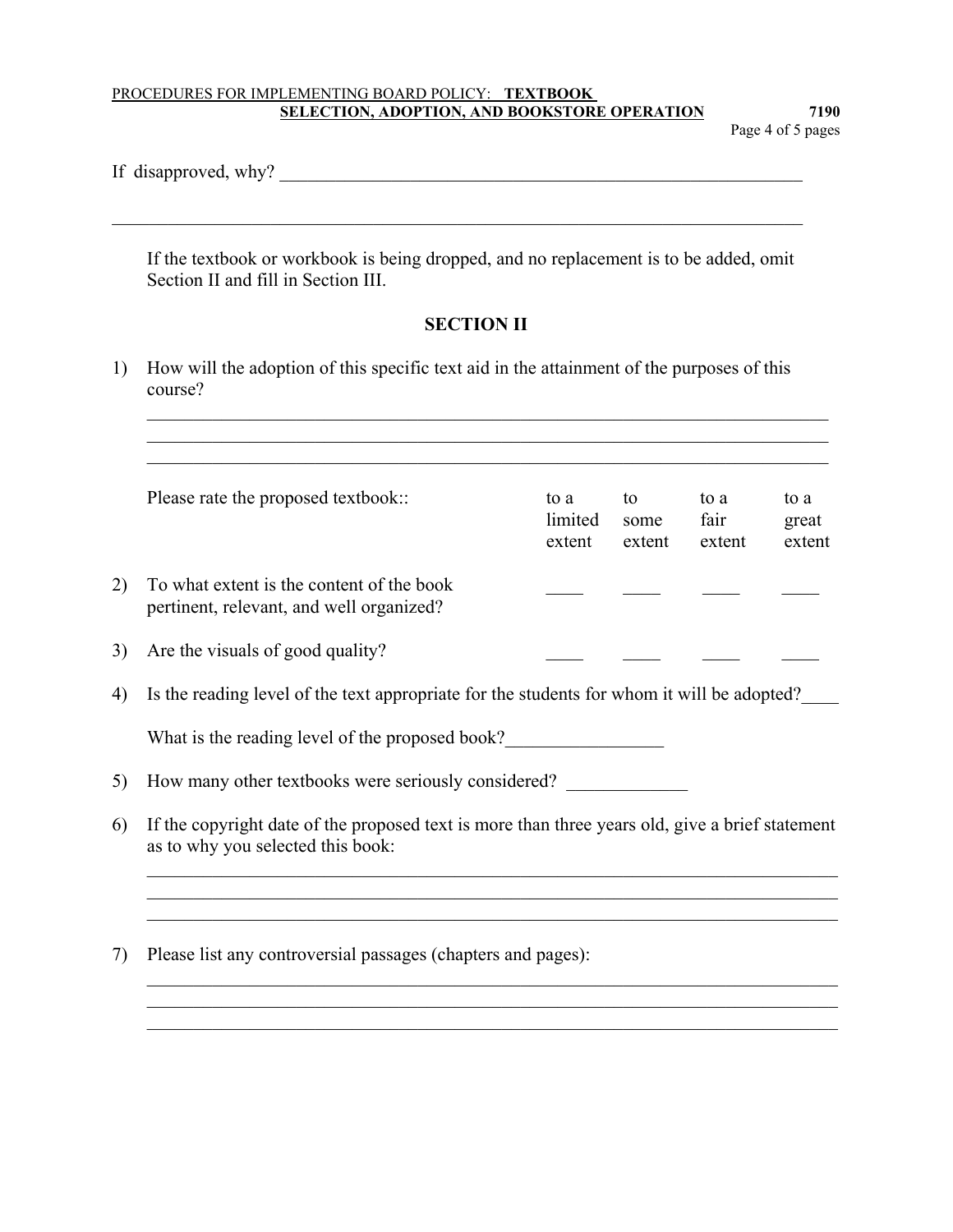If disapproved, why? ____________________________________________________________

______________________________________________________________________________

If the textbook or workbook is being dropped, and no replacement is to be added, omit Section II and fill in Section III.

## SECTION II

1) How will the adoption of this specific text aid in the attainment of the purposes of this course?

______________________________________________________________________________
______________________________________________________________________________
______________________________________________________________________________

| Please rate the proposed textbook:: | to a limited extent | to some extent | to a fair extent | to a great extent |
|---|---|---|---|---|
| 2) To what extent is the content of the book pertinent, relevant, and well organized? | ____ | ____ | ____ | ____ |
| 3) Are the visuals of good quality? | ____ | ____ | ____ | ____ |

4) Is the reading level of the text appropriate for the students for whom it will be adopted?____

What is the reading level of the proposed book?_________________

5) How many other textbooks were seriously considered? _____________

6) If the copyright date of the proposed text is more than three years old, give a brief statement as to why you selected this book:

______________________________________________________________________________
______________________________________________________________________________
______________________________________________________________________________

7) Please list any controversial passages (chapters and pages):

______________________________________________________________________________
______________________________________________________________________________
______________________________________________________________________________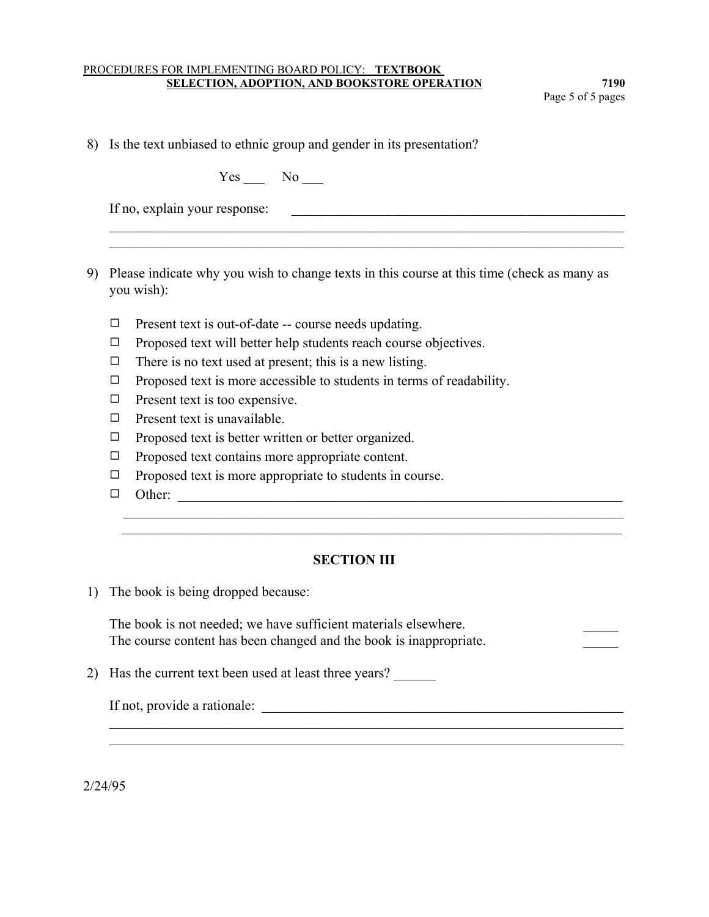8) Is the text unbiased to ethnic group and gender in its presentation?

Yes ___ No ___

If no, explain your response: ___________________________________________________
_____________________________________________________________________________
_____________________________________________________________________________

9) Please indicate why you wish to change texts in this course at this time (check as many as you wish):

- ☐ Present text is out-of-date -- course needs updating.
- ☐ Proposed text will better help students reach course objectives.
- ☐ There is no text used at present; this is a new listing.
- ☐ Proposed text is more accessible to students in terms of readability.
- ☐ Present text is too expensive.
- ☐ Present text is unavailable.
- ☐ Proposed text is better written or better organized.
- ☐ Proposed text contains more appropriate content.
- ☐ Proposed text is more appropriate to students in course.
- ☐ Other: _____________________________________________________________________
_____________________________________________________________________________
_____________________________________________________________________________

## SECTION III

1) The book is being dropped because:

The book is not needed; we have sufficient materials elsewhere. _____
The course content has been changed and the book is inappropriate. _____

2) Has the current text been used at least three years? ______

If not, provide a rationale: _______________________________________________________
_____________________________________________________________________________
_____________________________________________________________________________

2/24/95